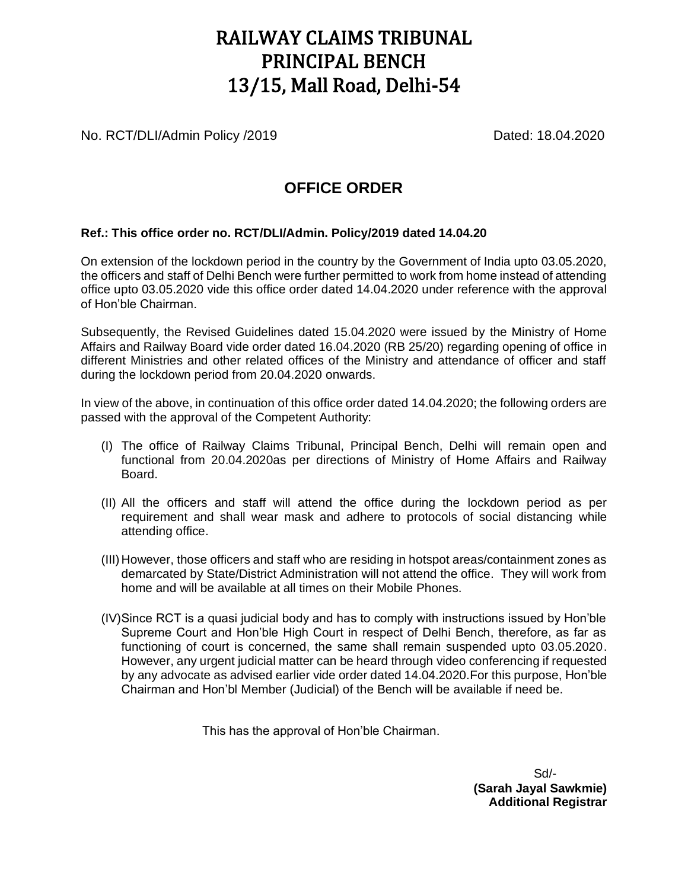# RAILWAY CLAIMS TRIBUNAL
# PRINCIPAL BENCH
# 13/15, Mall Road, Delhi-54

No. RCT/DLI/Admin Policy /2019 Dated: 18.04.2020

## OFFICE ORDER

**Ref.: This office order no. RCT/DLI/Admin. Policy/2019 dated 14.04.20**

On extension of the lockdown period in the country by the Government of India upto 03.05.2020, the officers and staff of Delhi Bench were further permitted to work from home instead of attending office upto 03.05.2020 vide this office order dated 14.04.2020 under reference with the approval of Hon'ble Chairman.

Subsequently, the Revised Guidelines dated 15.04.2020 were issued by the Ministry of Home Affairs and Railway Board vide order dated 16.04.2020 (RB 25/20) regarding opening of office in different Ministries and other related offices of the Ministry and attendance of officer and staff during the lockdown period from 20.04.2020 onwards.

In view of the above, in continuation of this office order dated 14.04.2020; the following orders are passed with the approval of the Competent Authority:

(I) The office of Railway Claims Tribunal, Principal Bench, Delhi will remain open and functional from 20.04.2020as per directions of Ministry of Home Affairs and Railway Board.

(II) All the officers and staff will attend the office during the lockdown period as per requirement and shall wear mask and adhere to protocols of social distancing while attending office.

(III) However, those officers and staff who are residing in hotspot areas/containment zones as demarcated by State/District Administration will not attend the office. They will work from home and will be available at all times on their Mobile Phones.

(IV) Since RCT is a quasi judicial body and has to comply with instructions issued by Hon'ble Supreme Court and Hon'ble High Court in respect of Delhi Bench, therefore, as far as functioning of court is concerned, the same shall remain suspended upto 03.05.2020. However, any urgent judicial matter can be heard through video conferencing if requested by any advocate as advised earlier vide order dated 14.04.2020.For this purpose, Hon'ble Chairman and Hon'bl Member (Judicial) of the Bench will be available if need be.

This has the approval of Hon'ble Chairman.

Sd/-
**(Sarah Jayal Sawkmie)**
**Additional Registrar**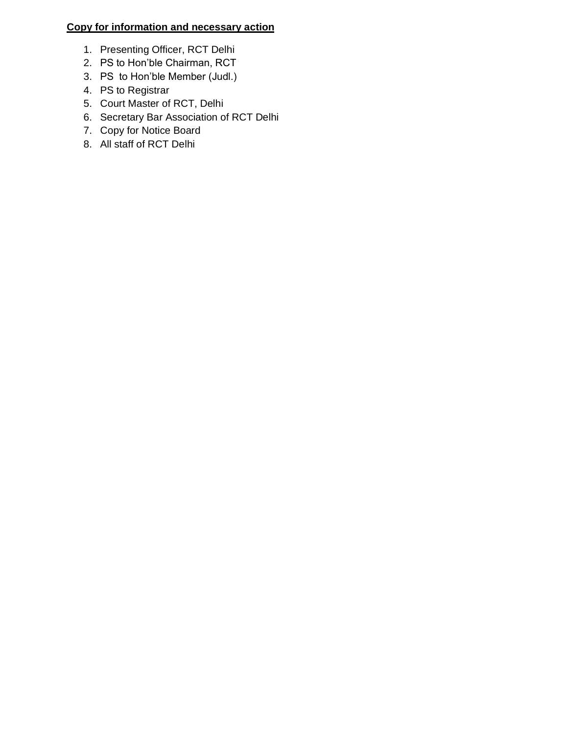**Copy for information and necessary action**

1. Presenting Officer, RCT Delhi
2. PS to Hon'ble Chairman, RCT
3. PS to Hon'ble Member (Judl.)
4. PS to Registrar
5. Court Master of RCT, Delhi
6. Secretary Bar Association of RCT Delhi
7. Copy for Notice Board
8. All staff of RCT Delhi